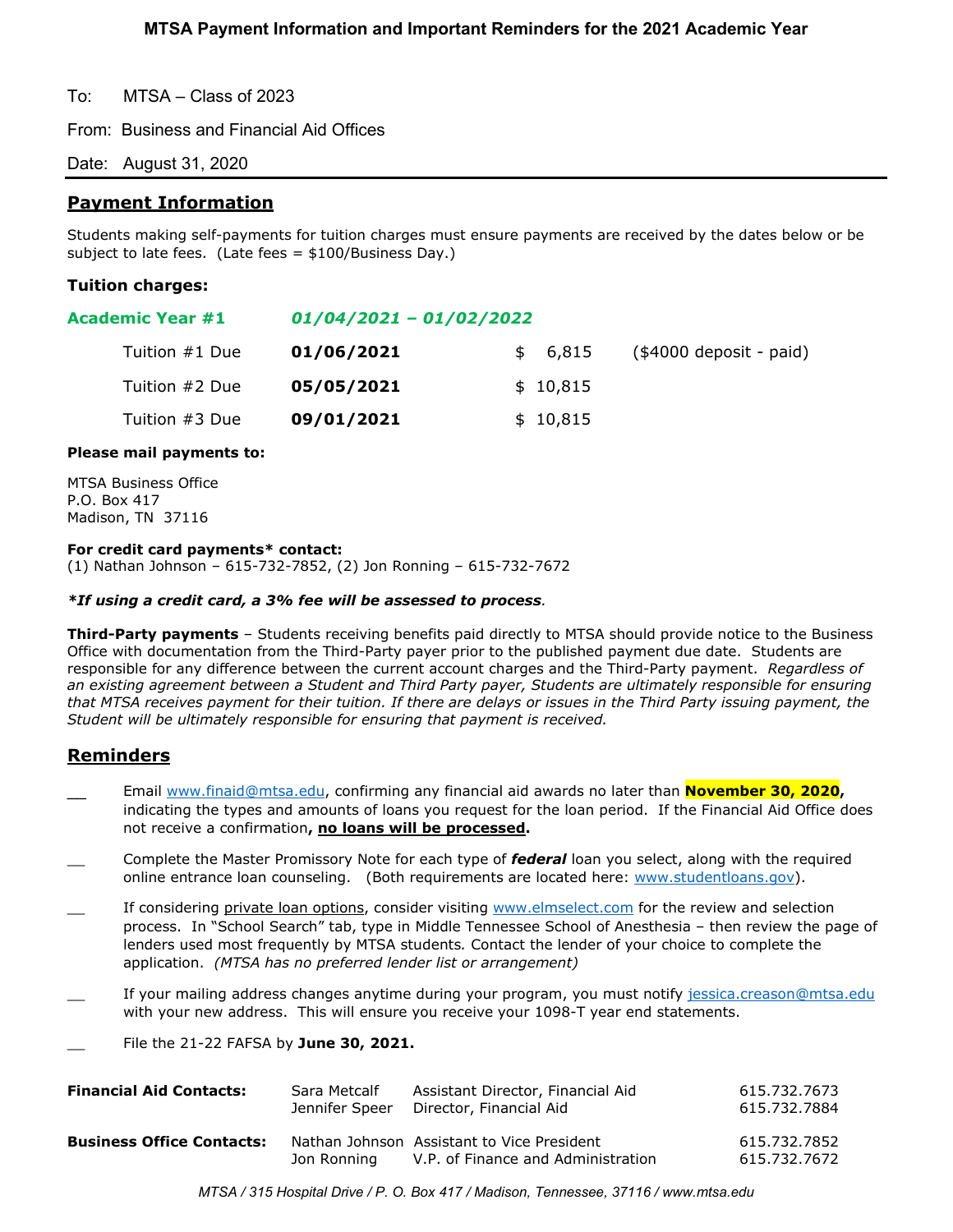# MTSA Payment Information and Important Reminders for the 2021 Academic Year

To: MTSA – Class of 2023

From: Business and Financial Aid Offices

Date: August 31, 2020

---

## Payment Information

Students making self-payments for tuition charges must ensure payments are received by the dates below or be subject to late fees. (Late fees = $100/Business Day.)

### Tuition charges:

| **Academic Year #1** | ***01/04/2021 – 01/02/2022*** | | |
|---|---|---|---|
| Tuition #1 Due | **01/06/2021** | $ 6,815 | ($4000 deposit - paid) |
| Tuition #2 Due | **05/05/2021** | $ 10,815 | |
| Tuition #3 Due | **09/01/2021** | $ 10,815 | |

**Please mail payments to:**

MTSA Business Office
P.O. Box 417
Madison, TN 37116

**For credit card payments* contact:**
(1) Nathan Johnson – 615-732-7852, (2) Jon Ronning – 615-732-7672

***If using a credit card, a 3% fee will be assessed to process**.*

**Third-Party payments** – Students receiving benefits paid directly to MTSA should provide notice to the Business Office with documentation from the Third-Party payer prior to the published payment due date. Students are responsible for any difference between the current account charges and the Third-Party payment. *Regardless of an existing agreement between a Student and Third Party payer, Students are ultimately responsible for ensuring that MTSA receives payment for their tuition. If there are delays or issues in the Third Party issuing payment, the Student will be ultimately responsible for ensuring that payment is received.*

## Reminders

- __ Email www.finaid@mtsa.edu, confirming any financial aid awards no later than **November 30, 2020**, indicating the types and amounts of loans you request for the loan period. If the Financial Aid Office does not receive a confirmation**, no loans will be processed.**
- __ Complete the Master Promissory Note for each type of ***federal*** loan you select, along with the required online entrance loan counseling. (Both requirements are located here: www.studentloans.gov).
- __ If considering private loan options, consider visiting www.elmselect.com for the review and selection process. In "School Search" tab, type in Middle Tennessee School of Anesthesia – then review the page of lenders used most frequently by MTSA students. Contact the lender of your choice to complete the application. *(MTSA has no preferred lender list or arrangement)*
- __ If your mailing address changes anytime during your program, you must notify jessica.creason@mtsa.edu with your new address. This will ensure you receive your 1098-T year end statements.
- __ File the 21-22 FAFSA by **June 30, 2021.**

| | | | |
|---|---|---|---|
| **Financial Aid Contacts:** | Sara Metcalf | Assistant Director, Financial Aid | 615.732.7673 |
| | Jennifer Speer | Director, Financial Aid | 615.732.7884 |
| **Business Office Contacts:** | Nathan Johnson | Assistant to Vice President | 615.732.7852 |
| | Jon Ronning | V.P. of Finance and Administration | 615.732.7672 |

*MTSA / 315 Hospital Drive / P. O. Box 417 / Madison, Tennessee, 37116 / www.mtsa.edu*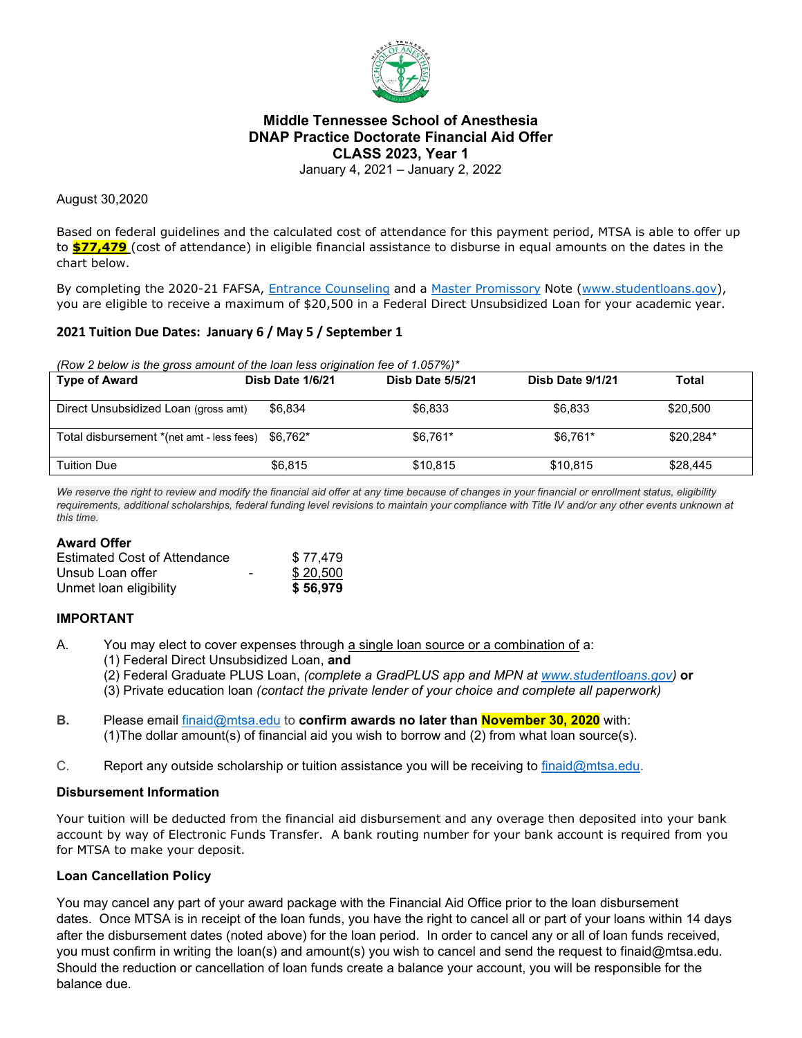# Middle Tennessee School of Anesthesia
## DNAP Practice Doctorate Financial Aid Offer
## CLASS 2023, Year 1

January 4, 2021 – January 2, 2022

August 30,2020

Based on federal guidelines and the calculated cost of attendance for this payment period, MTSA is able to offer up to **$77,479** (cost of attendance) in eligible financial assistance to disburse in equal amounts on the dates in the chart below.

By completing the 2020-21 FAFSA, Entrance Counseling and a Master Promissory Note (www.studentloans.gov), you are eligible to receive a maximum of $20,500 in a Federal Direct Unsubsidized Loan for your academic year.

**2021 Tuition Due Dates: January 6 / May 5 / September 1**

*(Row 2 below is the gross amount of the loan less origination fee of 1.057%)**

| Type of Award | Disb Date 1/6/21 | Disb Date 5/5/21 | Disb Date 9/1/21 | Total |
|---|---|---|---|---|
| Direct Unsubsidized Loan (gross amt) | $6,834 | $6,833 | $6,833 | $20,500 |
| Total disbursement *(net amt - less fees) | $6,762* | $6,761* | $6,761* | $20,284* |
| Tuition Due | $6,815 | $10,815 | $10,815 | $28,445 |

*We reserve the right to review and modify the financial aid offer at any time because of changes in your financial or enrollment status, eligibility requirements, additional scholarships, federal funding level revisions to maintain your compliance with Title IV and/or any other events unknown at this time.*

**Award Offer**

| | | |
|---|---|---|
| Estimated Cost of Attendance | | $ 77,479 |
| Unsub Loan offer | - | $ 20,500 |
| Unmet loan eligibility | | **$ 56,979** |

**IMPORTANT**

A. You may elect to cover expenses through a single loan source or a combination of a:
(1) Federal Direct Unsubsidized Loan, **and**
(2) Federal Graduate PLUS Loan, *(complete a GradPLUS app and MPN at www.studentloans.gov)* **or**
(3) Private education loan *(contact the private lender of your choice and complete all paperwork)*

**B.** Please email finaid@mtsa.edu to **confirm awards no later than November 30, 2020** with:
(1)The dollar amount(s) of financial aid you wish to borrow and (2) from what loan source(s).

C. Report any outside scholarship or tuition assistance you will be receiving to finaid@mtsa.edu.

**Disbursement Information**

Your tuition will be deducted from the financial aid disbursement and any overage then deposited into your bank account by way of Electronic Funds Transfer. A bank routing number for your bank account is required from you for MTSA to make your deposit.

**Loan Cancellation Policy**

You may cancel any part of your award package with the Financial Aid Office prior to the loan disbursement dates. Once MTSA is in receipt of the loan funds, you have the right to cancel all or part of your loans within 14 days after the disbursement dates (noted above) for the loan period. In order to cancel any or all of loan funds received, you must confirm in writing the loan(s) and amount(s) you wish to cancel and send the request to finaid@mtsa.edu. Should the reduction or cancellation of loan funds create a balance your account, you will be responsible for the balance due.